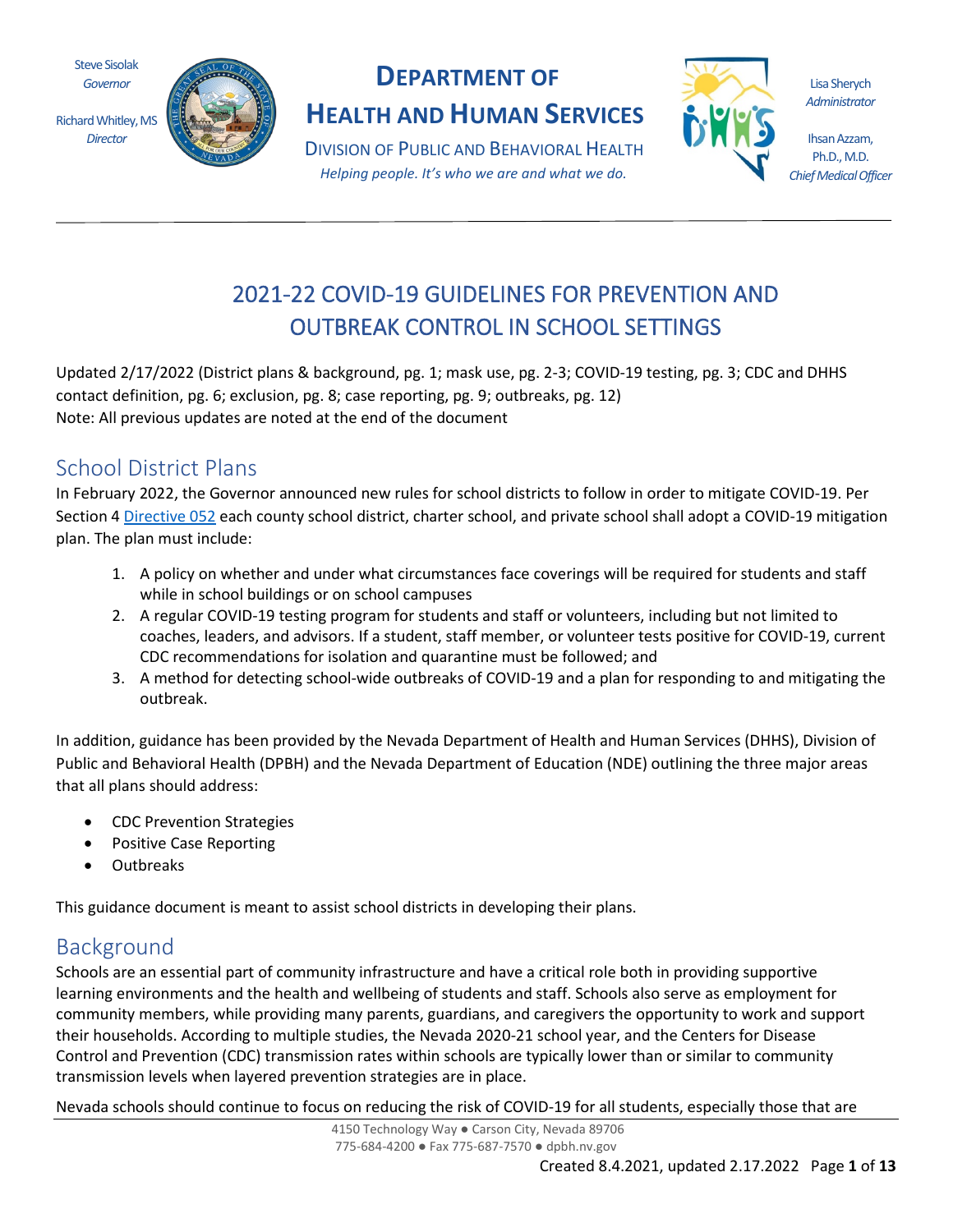Steve Sisolak
*Governor*

Richard Whitley, MS
*Director*

# DEPARTMENT OF HEALTH AND HUMAN SERVICES

DIVISION OF PUBLIC AND BEHAVIORAL HEALTH
*Helping people. It's who we are and what we do.*

Lisa Sherych
*Administrator*

Ihsan Azzam, Ph.D., M.D.
*Chief Medical Officer*

# 2021-22 COVID-19 GUIDELINES FOR PREVENTION AND OUTBREAK CONTROL IN SCHOOL SETTINGS

Updated 2/17/2022 (District plans & background, pg. 1; mask use, pg. 2-3; COVID-19 testing, pg. 3; CDC and DHHS contact definition, pg. 6; exclusion, pg. 8; case reporting, pg. 9; outbreaks, pg. 12)
Note: All previous updates are noted at the end of the document

## School District Plans

In February 2022, the Governor announced new rules for school districts to follow in order to mitigate COVID-19. Per Section 4 [Directive 052] each county school district, charter school, and private school shall adopt a COVID-19 mitigation plan. The plan must include:

1. A policy on whether and under what circumstances face coverings will be required for students and staff while in school buildings or on school campuses
2. A regular COVID-19 testing program for students and staff or volunteers, including but not limited to coaches, leaders, and advisors. If a student, staff member, or volunteer tests positive for COVID-19, current CDC recommendations for isolation and quarantine must be followed; and
3. A method for detecting school-wide outbreaks of COVID-19 and a plan for responding to and mitigating the outbreak.

In addition, guidance has been provided by the Nevada Department of Health and Human Services (DHHS), Division of Public and Behavioral Health (DPBH) and the Nevada Department of Education (NDE) outlining the three major areas that all plans should address:

- CDC Prevention Strategies
- Positive Case Reporting
- Outbreaks

This guidance document is meant to assist school districts in developing their plans.

## Background

Schools are an essential part of community infrastructure and have a critical role both in providing supportive learning environments and the health and wellbeing of students and staff. Schools also serve as employment for community members, while providing many parents, guardians, and caregivers the opportunity to work and support their households. According to multiple studies, the Nevada 2020-21 school year, and the Centers for Disease Control and Prevention (CDC) transmission rates within schools are typically lower than or similar to community transmission levels when layered prevention strategies are in place.

Nevada schools should continue to focus on reducing the risk of COVID-19 for all students, especially those that are

4150 Technology Way ● Carson City, Nevada 89706
775-684-4200 ● Fax 775-687-7570 ● dpbh.nv.gov

Created 8.4.2021, updated 2.17.2022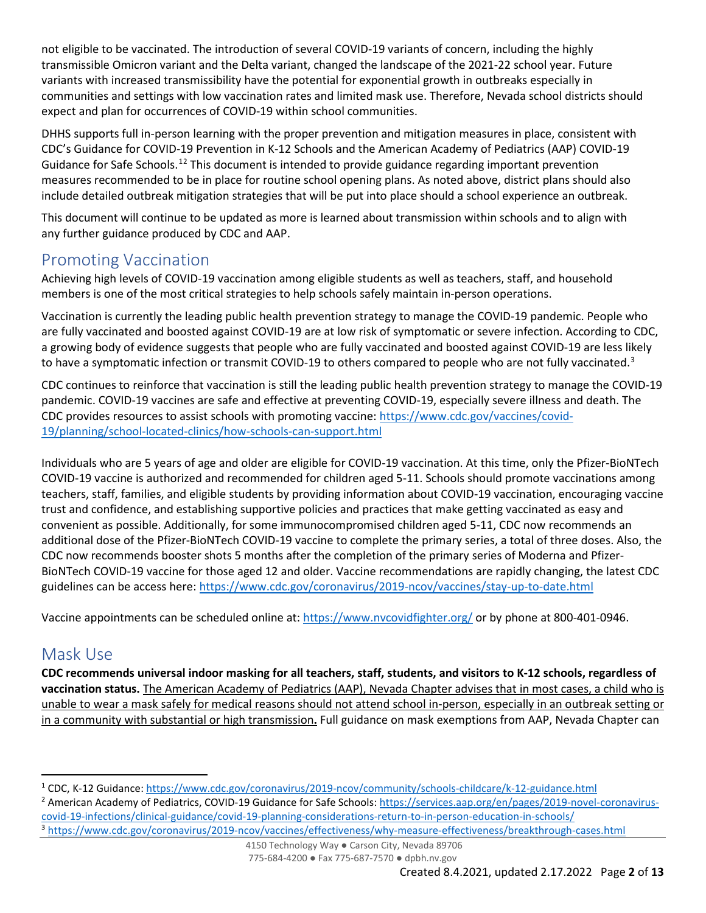not eligible to be vaccinated. The introduction of several COVID-19 variants of concern, including the highly transmissible Omicron variant and the Delta variant, changed the landscape of the 2021-22 school year. Future variants with increased transmissibility have the potential for exponential growth in outbreaks especially in communities and settings with low vaccination rates and limited mask use. Therefore, Nevada school districts should expect and plan for occurrences of COVID-19 within school communities.

DHHS supports full in-person learning with the proper prevention and mitigation measures in place, consistent with CDC's Guidance for COVID-19 Prevention in K-12 Schools and the American Academy of Pediatrics (AAP) COVID-19 Guidance for Safe Schools.[1][2] This document is intended to provide guidance regarding important prevention measures recommended to be in place for routine school opening plans. As noted above, district plans should also include detailed outbreak mitigation strategies that will be put into place should a school experience an outbreak.

This document will continue to be updated as more is learned about transmission within schools and to align with any further guidance produced by CDC and AAP.

## Promoting Vaccination

Achieving high levels of COVID-19 vaccination among eligible students as well as teachers, staff, and household members is one of the most critical strategies to help schools safely maintain in-person operations.

Vaccination is currently the leading public health prevention strategy to manage the COVID-19 pandemic. People who are fully vaccinated and boosted against COVID-19 are at low risk of symptomatic or severe infection. According to CDC, a growing body of evidence suggests that people who are fully vaccinated and boosted against COVID-19 are less likely to have a symptomatic infection or transmit COVID-19 to others compared to people who are not fully vaccinated.[3]

CDC continues to reinforce that vaccination is still the leading public health prevention strategy to manage the COVID-19 pandemic. COVID-19 vaccines are safe and effective at preventing COVID-19, especially severe illness and death. The CDC provides resources to assist schools with promoting vaccine: https://www.cdc.gov/vaccines/covid-19/planning/school-located-clinics/how-schools-can-support.html

Individuals who are 5 years of age and older are eligible for COVID-19 vaccination. At this time, only the Pfizer-BioNTech COVID-19 vaccine is authorized and recommended for children aged 5-11. Schools should promote vaccinations among teachers, staff, families, and eligible students by providing information about COVID-19 vaccination, encouraging vaccine trust and confidence, and establishing supportive policies and practices that make getting vaccinated as easy and convenient as possible. Additionally, for some immunocompromised children aged 5-11, CDC now recommends an additional dose of the Pfizer-BioNTech COVID-19 vaccine to complete the primary series, a total of three doses. Also, the CDC now recommends booster shots 5 months after the completion of the primary series of Moderna and Pfizer-BioNTech COVID-19 vaccine for those aged 12 and older. Vaccine recommendations are rapidly changing, the latest CDC guidelines can be access here: https://www.cdc.gov/coronavirus/2019-ncov/vaccines/stay-up-to-date.html

Vaccine appointments can be scheduled online at: https://www.nvcovidfighter.org/ or by phone at 800-401-0946.

## Mask Use

**CDC recommends universal indoor masking for all teachers, staff, students, and visitors to K-12 schools, regardless of vaccination status.** The American Academy of Pediatrics (AAP), Nevada Chapter advises that in most cases, a child who is unable to wear a mask safely for medical reasons should not attend school in-person, especially in an outbreak setting or in a community with substantial or high transmission**.** Full guidance on mask exemptions from AAP, Nevada Chapter can

---

[1] CDC, K-12 Guidance: https://www.cdc.gov/coronavirus/2019-ncov/community/schools-childcare/k-12-guidance.html

[2] American Academy of Pediatrics, COVID-19 Guidance for Safe Schools: https://services.aap.org/en/pages/2019-novel-coronavirus-covid-19-infections/clinical-guidance/covid-19-planning-considerations-return-to-in-person-education-in-schools/

[3] https://www.cdc.gov/coronavirus/2019-ncov/vaccines/effectiveness/why-measure-effectiveness/breakthrough-cases.html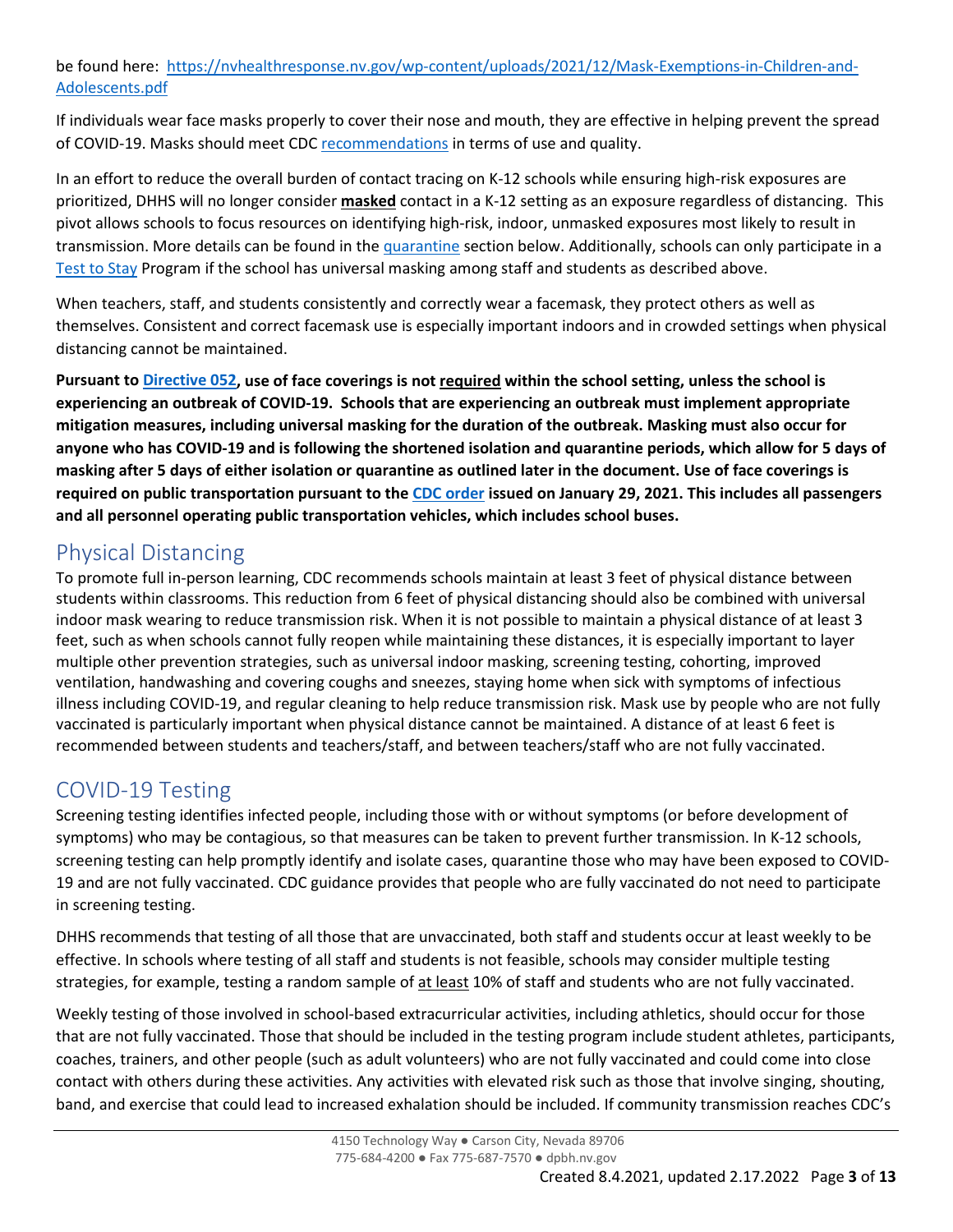be found here: [https://nvhealthresponse.nv.gov/wp-content/uploads/2021/12/Mask-Exemptions-in-Children-and-Adolescents.pdf](https://nvhealthresponse.nv.gov/wp-content/uploads/2021/12/Mask-Exemptions-in-Children-and-Adolescents.pdf)

If individuals wear face masks properly to cover their nose and mouth, they are effective in helping prevent the spread of COVID-19. Masks should meet CDC recommendations in terms of use and quality.

In an effort to reduce the overall burden of contact tracing on K-12 schools while ensuring high-risk exposures are prioritized, DHHS will no longer consider **masked** contact in a K-12 setting as an exposure regardless of distancing. This pivot allows schools to focus resources on identifying high-risk, indoor, unmasked exposures most likely to result in transmission. More details can be found in the quarantine section below. Additionally, schools can only participate in a Test to Stay Program if the school has universal masking among staff and students as described above.

When teachers, staff, and students consistently and correctly wear a facemask, they protect others as well as themselves. Consistent and correct facemask use is especially important indoors and in crowded settings when physical distancing cannot be maintained.

**Pursuant to Directive 052, use of face coverings is not required within the school setting, unless the school is experiencing an outbreak of COVID-19. Schools that are experiencing an outbreak must implement appropriate mitigation measures, including universal masking for the duration of the outbreak. Masking must also occur for anyone who has COVID-19 and is following the shortened isolation and quarantine periods, which allow for 5 days of masking after 5 days of either isolation or quarantine as outlined later in the document. Use of face coverings is required on public transportation pursuant to the CDC order issued on January 29, 2021. This includes all passengers and all personnel operating public transportation vehicles, which includes school buses.**

## Physical Distancing

To promote full in-person learning, CDC recommends schools maintain at least 3 feet of physical distance between students within classrooms. This reduction from 6 feet of physical distancing should also be combined with universal indoor mask wearing to reduce transmission risk. When it is not possible to maintain a physical distance of at least 3 feet, such as when schools cannot fully reopen while maintaining these distances, it is especially important to layer multiple other prevention strategies, such as universal indoor masking, screening testing, cohorting, improved ventilation, handwashing and covering coughs and sneezes, staying home when sick with symptoms of infectious illness including COVID-19, and regular cleaning to help reduce transmission risk. Mask use by people who are not fully vaccinated is particularly important when physical distance cannot be maintained. A distance of at least 6 feet is recommended between students and teachers/staff, and between teachers/staff who are not fully vaccinated.

## COVID-19 Testing

Screening testing identifies infected people, including those with or without symptoms (or before development of symptoms) who may be contagious, so that measures can be taken to prevent further transmission. In K-12 schools, screening testing can help promptly identify and isolate cases, quarantine those who may have been exposed to COVID-19 and are not fully vaccinated. CDC guidance provides that people who are fully vaccinated do not need to participate in screening testing.

DHHS recommends that testing of all those that are unvaccinated, both staff and students occur at least weekly to be effective. In schools where testing of all staff and students is not feasible, schools may consider multiple testing strategies, for example, testing a random sample of at least 10% of staff and students who are not fully vaccinated.

Weekly testing of those involved in school-based extracurricular activities, including athletics, should occur for those that are not fully vaccinated. Those that should be included in the testing program include student athletes, participants, coaches, trainers, and other people (such as adult volunteers) who are not fully vaccinated and could come into close contact with others during these activities. Any activities with elevated risk such as those that involve singing, shouting, band, and exercise that could lead to increased exhalation should be included. If community transmission reaches CDC's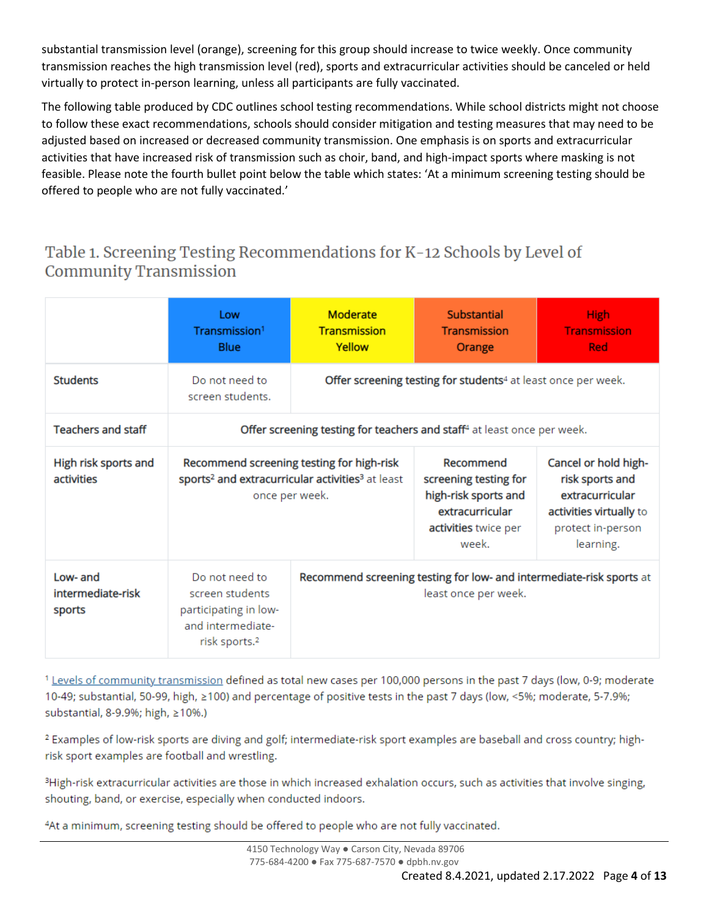substantial transmission level (orange), screening for this group should increase to twice weekly. Once community transmission reaches the high transmission level (red), sports and extracurricular activities should be canceled or held virtually to protect in-person learning, unless all participants are fully vaccinated.

The following table produced by CDC outlines school testing recommendations. While school districts might not choose to follow these exact recommendations, schools should consider mitigation and testing measures that may need to be adjusted based on increased or decreased community transmission. One emphasis is on sports and extracurricular activities that have increased risk of transmission such as choir, band, and high-impact sports where masking is not feasible. Please note the fourth bullet point below the table which states: 'At a minimum screening testing should be offered to people who are not fully vaccinated.'

## Table 1. Screening Testing Recommendations for K-12 Schools by Level of Community Transmission

| | Low Transmission[1] Blue | Moderate Transmission Yellow | Substantial Transmission Orange | High Transmission Red |
|---|---|---|---|---|
| Students | Do not need to screen students. | **Offer screening testing for students**[4] at least once per week. | | |
| Teachers and staff | **Offer screening testing for teachers and staff**[4] at least once per week. | | | |
| High risk sports and activities | **Recommend screening testing for high-risk sports**[2] **and extracurricular activities**[3] at least once per week. | | **Recommend screening testing for high-risk sports and extracurricular activities** twice per week. | **Cancel or hold high-risk sports and extracurricular activities virtually** to protect in-person learning. |
| Low- and intermediate-risk sports | Do not need to screen students participating in low- and intermediate-risk sports.[2] | **Recommend screening testing for low- and intermediate-risk sports** at least once per week. | | |

[1] Levels of community transmission defined as total new cases per 100,000 persons in the past 7 days (low, 0-9; moderate 10-49; substantial, 50-99, high, ≥100) and percentage of positive tests in the past 7 days (low, <5%; moderate, 5-7.9%; substantial, 8-9.9%; high, ≥10%.)

[2] Examples of low-risk sports are diving and golf; intermediate-risk sport examples are baseball and cross country; high-risk sport examples are football and wrestling.

[3] High-risk extracurricular activities are those in which increased exhalation occurs, such as activities that involve singing, shouting, band, or exercise, especially when conducted indoors.

[4] At a minimum, screening testing should be offered to people who are not fully vaccinated.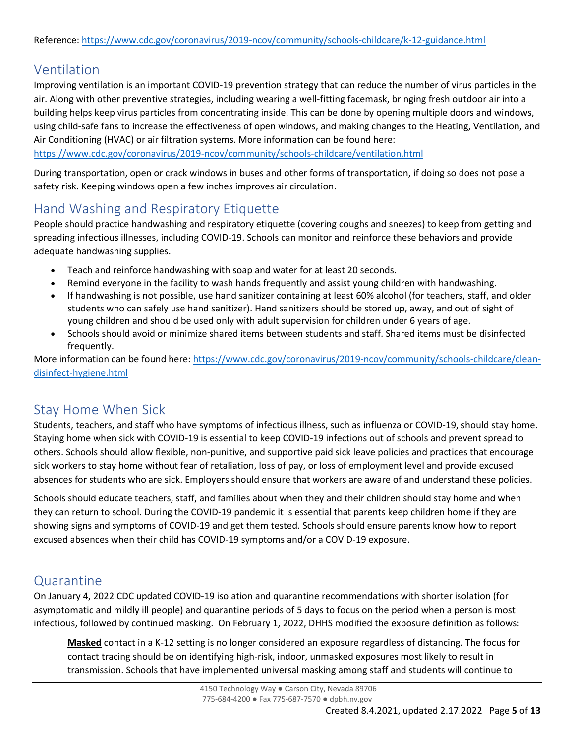Reference: https://www.cdc.gov/coronavirus/2019-ncov/community/schools-childcare/k-12-guidance.html

## Ventilation

Improving ventilation is an important COVID-19 prevention strategy that can reduce the number of virus particles in the air. Along with other preventive strategies, including wearing a well-fitting facemask, bringing fresh outdoor air into a building helps keep virus particles from concentrating inside. This can be done by opening multiple doors and windows, using child-safe fans to increase the effectiveness of open windows, and making changes to the Heating, Ventilation, and Air Conditioning (HVAC) or air filtration systems. More information can be found here: https://www.cdc.gov/coronavirus/2019-ncov/community/schools-childcare/ventilation.html

During transportation, open or crack windows in buses and other forms of transportation, if doing so does not pose a safety risk. Keeping windows open a few inches improves air circulation.

## Hand Washing and Respiratory Etiquette

People should practice handwashing and respiratory etiquette (covering coughs and sneezes) to keep from getting and spreading infectious illnesses, including COVID-19. Schools can monitor and reinforce these behaviors and provide adequate handwashing supplies.

- Teach and reinforce handwashing with soap and water for at least 20 seconds.
- Remind everyone in the facility to wash hands frequently and assist young children with handwashing.
- If handwashing is not possible, use hand sanitizer containing at least 60% alcohol (for teachers, staff, and older students who can safely use hand sanitizer). Hand sanitizers should be stored up, away, and out of sight of young children and should be used only with adult supervision for children under 6 years of age.
- Schools should avoid or minimize shared items between students and staff. Shared items must be disinfected frequently.

More information can be found here: https://www.cdc.gov/coronavirus/2019-ncov/community/schools-childcare/clean-disinfect-hygiene.html

## Stay Home When Sick

Students, teachers, and staff who have symptoms of infectious illness, such as influenza or COVID-19, should stay home. Staying home when sick with COVID-19 is essential to keep COVID-19 infections out of schools and prevent spread to others. Schools should allow flexible, non-punitive, and supportive paid sick leave policies and practices that encourage sick workers to stay home without fear of retaliation, loss of pay, or loss of employment level and provide excused absences for students who are sick. Employers should ensure that workers are aware of and understand these policies.

Schools should educate teachers, staff, and families about when they and their children should stay home and when they can return to school. During the COVID-19 pandemic it is essential that parents keep children home if they are showing signs and symptoms of COVID-19 and get them tested. Schools should ensure parents know how to report excused absences when their child has COVID-19 symptoms and/or a COVID-19 exposure.

## Quarantine

On January 4, 2022 CDC updated COVID-19 isolation and quarantine recommendations with shorter isolation (for asymptomatic and mildly ill people) and quarantine periods of 5 days to focus on the period when a person is most infectious, followed by continued masking. On February 1, 2022, DHHS modified the exposure definition as follows:

> **Masked** contact in a K-12 setting is no longer considered an exposure regardless of distancing. The focus for contact tracing should be on identifying high-risk, indoor, unmasked exposures most likely to result in transmission. Schools that have implemented universal masking among staff and students will continue to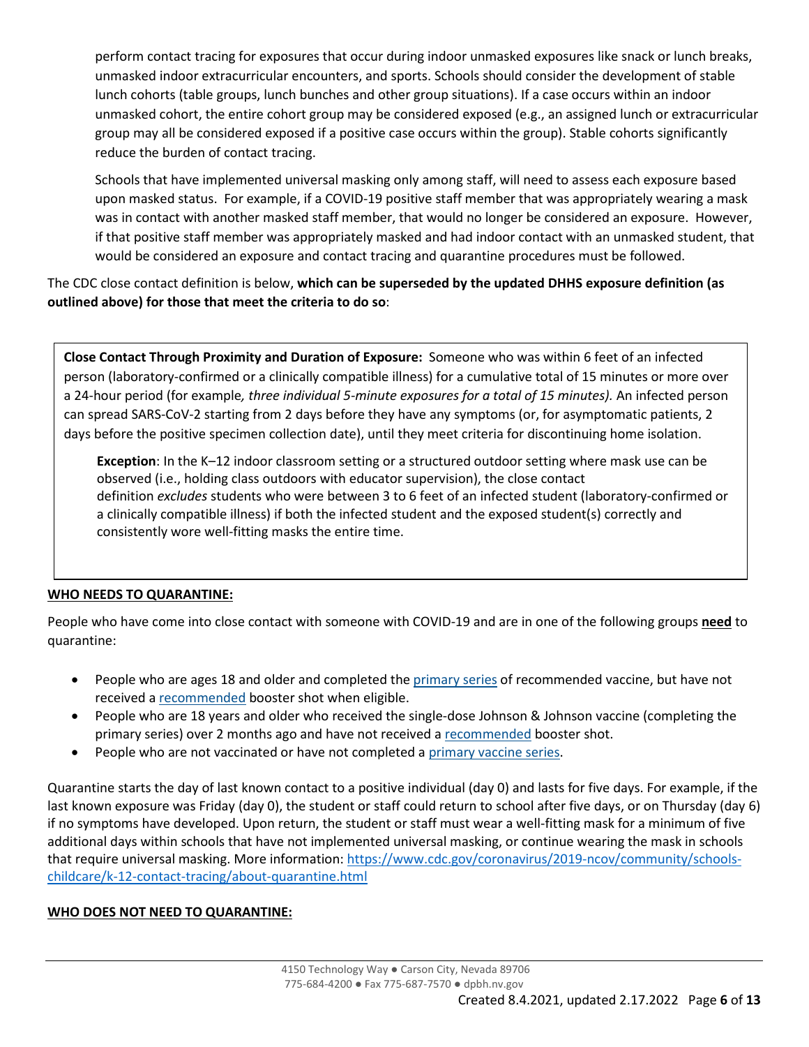perform contact tracing for exposures that occur during indoor unmasked exposures like snack or lunch breaks, unmasked indoor extracurricular encounters, and sports. Schools should consider the development of stable lunch cohorts (table groups, lunch bunches and other group situations). If a case occurs within an indoor unmasked cohort, the entire cohort group may be considered exposed (e.g., an assigned lunch or extracurricular group may all be considered exposed if a positive case occurs within the group). Stable cohorts significantly reduce the burden of contact tracing.

Schools that have implemented universal masking only among staff, will need to assess each exposure based upon masked status. For example, if a COVID-19 positive staff member that was appropriately wearing a mask was in contact with another masked staff member, that would no longer be considered an exposure. However, if that positive staff member was appropriately masked and had indoor contact with an unmasked student, that would be considered an exposure and contact tracing and quarantine procedures must be followed.

The CDC close contact definition is below, **which can be superseded by the updated DHHS exposure definition (as outlined above) for those that meet the criteria to do so**:

> **Close Contact Through Proximity and Duration of Exposure:** Someone who was within 6 feet of an infected person (laboratory-confirmed or a clinically compatible illness) for a cumulative total of 15 minutes or more over a 24-hour period (for example*, three individual 5-minute exposures for a total of 15 minutes).* An infected person can spread SARS-CoV-2 starting from 2 days before they have any symptoms (or, for asymptomatic patients, 2 days before the positive specimen collection date), until they meet criteria for discontinuing home isolation.
>
> > **Exception**: In the K–12 indoor classroom setting or a structured outdoor setting where mask use can be observed (i.e., holding class outdoors with educator supervision), the close contact definition *excludes* students who were between 3 to 6 feet of an infected student (laboratory-confirmed or a clinically compatible illness) if both the infected student and the exposed student(s) correctly and consistently wore well-fitting masks the entire time.

**WHO NEEDS TO QUARANTINE:**

People who have come into close contact with someone with COVID-19 and are in one of the following groups **need** to quarantine:

- People who are ages 18 and older and completed the primary series of recommended vaccine, but have not received a recommended booster shot when eligible.
- People who are 18 years and older who received the single-dose Johnson & Johnson vaccine (completing the primary series) over 2 months ago and have not received a recommended booster shot.
- People who are not vaccinated or have not completed a primary vaccine series.

Quarantine starts the day of last known contact to a positive individual (day 0) and lasts for five days. For example, if the last known exposure was Friday (day 0), the student or staff could return to school after five days, or on Thursday (day 6) if no symptoms have developed. Upon return, the student or staff must wear a well-fitting mask for a minimum of five additional days within schools that have not implemented universal masking, or continue wearing the mask in schools that require universal masking. More information: https://www.cdc.gov/coronavirus/2019-ncov/community/schools-childcare/k-12-contact-tracing/about-quarantine.html

**WHO DOES NOT NEED TO QUARANTINE:**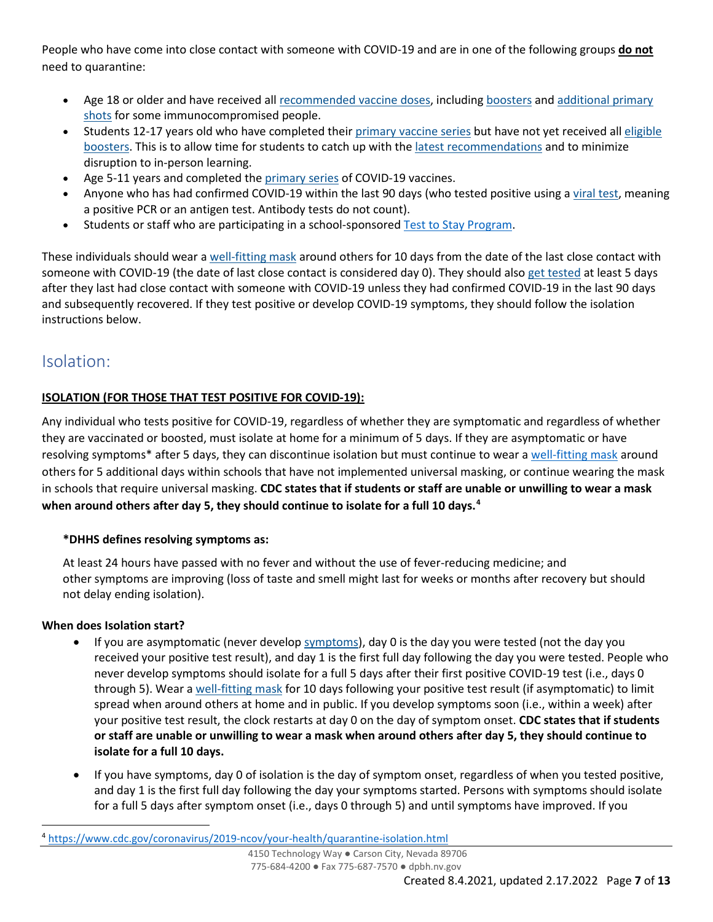People who have come into close contact with someone with COVID-19 and are in one of the following groups **do not** need to quarantine:

- Age 18 or older and have received all recommended vaccine doses, including boosters and additional primary shots for some immunocompromised people.
- Students 12-17 years old who have completed their primary vaccine series but have not yet received all eligible boosters. This is to allow time for students to catch up with the latest recommendations and to minimize disruption to in-person learning.
- Age 5-11 years and completed the primary series of COVID-19 vaccines.
- Anyone who has had confirmed COVID-19 within the last 90 days (who tested positive using a viral test, meaning a positive PCR or an antigen test. Antibody tests do not count).
- Students or staff who are participating in a school-sponsored Test to Stay Program.

These individuals should wear a well-fitting mask around others for 10 days from the date of the last close contact with someone with COVID-19 (the date of last close contact is considered day 0). They should also get tested at least 5 days after they last had close contact with someone with COVID-19 unless they had confirmed COVID-19 in the last 90 days and subsequently recovered. If they test positive or develop COVID-19 symptoms, they should follow the isolation instructions below.

## Isolation:

**ISOLATION (FOR THOSE THAT TEST POSITIVE FOR COVID-19):**

Any individual who tests positive for COVID-19, regardless of whether they are symptomatic and regardless of whether they are vaccinated or boosted, must isolate at home for a minimum of 5 days. If they are asymptomatic or have resolving symptoms* after 5 days, they can discontinue isolation but must continue to wear a well-fitting mask around others for 5 additional days within schools that have not implemented universal masking, or continue wearing the mask in schools that require universal masking. **CDC states that if students or staff are unable or unwilling to wear a mask when around others after day 5, they should continue to isolate for a full 10 days.**[4]

**\*DHHS defines resolving symptoms as:**

At least 24 hours have passed with no fever and without the use of fever-reducing medicine; and other symptoms are improving (loss of taste and smell might last for weeks or months after recovery but should not delay ending isolation).

**When does Isolation start?**

- If you are asymptomatic (never develop symptoms), day 0 is the day you were tested (not the day you received your positive test result), and day 1 is the first full day following the day you were tested. People who never develop symptoms should isolate for a full 5 days after their first positive COVID-19 test (i.e., days 0 through 5). Wear a well-fitting mask for 10 days following your positive test result (if asymptomatic) to limit spread when around others at home and in public. If you develop symptoms soon (i.e., within a week) after your positive test result, the clock restarts at day 0 on the day of symptom onset. **CDC states that if students or staff are unable or unwilling to wear a mask when around others after day 5, they should continue to isolate for a full 10 days.**
- If you have symptoms, day 0 of isolation is the day of symptom onset, regardless of when you tested positive, and day 1 is the first full day following the day your symptoms started. Persons with symptoms should isolate for a full 5 days after symptom onset (i.e., days 0 through 5) and until symptoms have improved. If you

[4] https://www.cdc.gov/coronavirus/2019-ncov/your-health/quarantine-isolation.html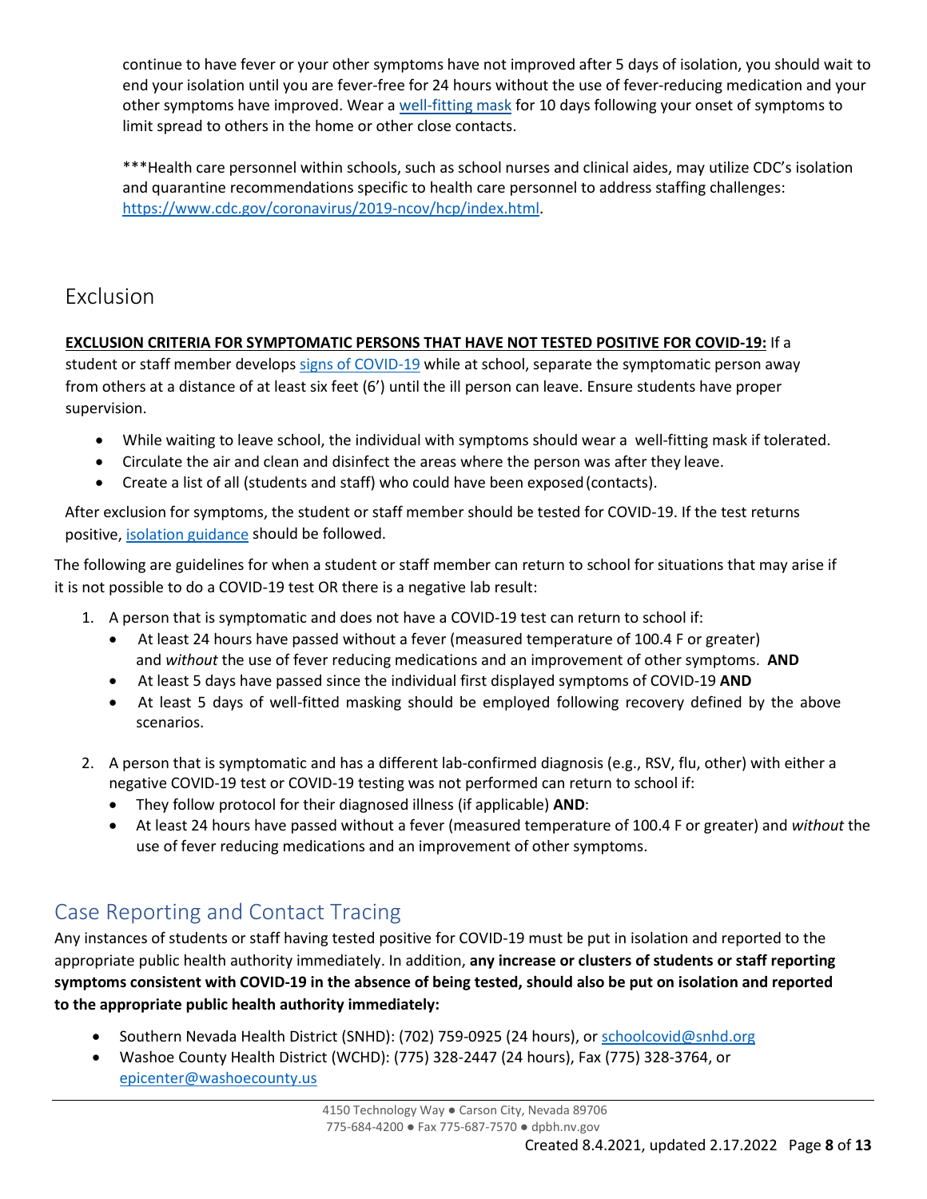continue to have fever or your other symptoms have not improved after 5 days of isolation, you should wait to end your isolation until you are fever-free for 24 hours without the use of fever-reducing medication and your other symptoms have improved. Wear a well-fitting mask for 10 days following your onset of symptoms to limit spread to others in the home or other close contacts.

***Health care personnel within schools, such as school nurses and clinical aides, may utilize CDC's isolation and quarantine recommendations specific to health care personnel to address staffing challenges: https://www.cdc.gov/coronavirus/2019-ncov/hcp/index.html.

## Exclusion

**EXCLUSION CRITERIA FOR SYMPTOMATIC PERSONS THAT HAVE NOT TESTED POSITIVE FOR COVID-19:** If a student or staff member develops signs of COVID-19 while at school, separate the symptomatic person away from others at a distance of at least six feet (6') until the ill person can leave. Ensure students have proper supervision.

- While waiting to leave school, the individual with symptoms should wear a well-fitting mask if tolerated.
- Circulate the air and clean and disinfect the areas where the person was after they leave.
- Create a list of all (students and staff) who could have been exposed (contacts).

After exclusion for symptoms, the student or staff member should be tested for COVID-19. If the test returns positive, isolation guidance should be followed.

The following are guidelines for when a student or staff member can return to school for situations that may arise if it is not possible to do a COVID-19 test OR there is a negative lab result:

1. A person that is symptomatic and does not have a COVID-19 test can return to school if:
   - At least 24 hours have passed without a fever (measured temperature of 100.4 F or greater) and *without* the use of fever reducing medications and an improvement of other symptoms. **AND**
   - At least 5 days have passed since the individual first displayed symptoms of COVID-19 **AND**
   - At least 5 days of well-fitted masking should be employed following recovery defined by the above scenarios.

2. A person that is symptomatic and has a different lab-confirmed diagnosis (e.g., RSV, flu, other) with either a negative COVID-19 test or COVID-19 testing was not performed can return to school if:
   - They follow protocol for their diagnosed illness (if applicable) **AND**:
   - At least 24 hours have passed without a fever (measured temperature of 100.4 F or greater) and *without* the use of fever reducing medications and an improvement of other symptoms.

## Case Reporting and Contact Tracing

Any instances of students or staff having tested positive for COVID-19 must be put in isolation and reported to the appropriate public health authority immediately. In addition, **any increase or clusters of students or staff reporting symptoms consistent with COVID-19 in the absence of being tested, should also be put on isolation and reported to the appropriate public health authority immediately:**

- Southern Nevada Health District (SNHD): (702) 759-0925 (24 hours), or schoolcovid@snhd.org
- Washoe County Health District (WCHD): (775) 328-2447 (24 hours), Fax (775) 328-3764, or epicenter@washoecounty.us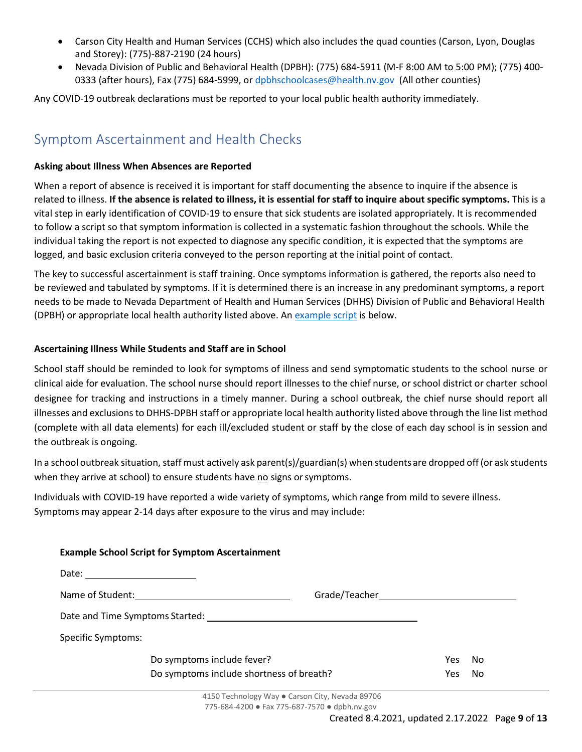- Carson City Health and Human Services (CCHS) which also includes the quad counties (Carson, Lyon, Douglas and Storey): (775)-887-2190 (24 hours)
- Nevada Division of Public and Behavioral Health (DPBH): (775) 684-5911 (M-F 8:00 AM to 5:00 PM); (775) 400-0333 (after hours), Fax (775) 684-5999, or dpbhschoolcases@health.nv.gov (All other counties)

Any COVID-19 outbreak declarations must be reported to your local public health authority immediately.

## Symptom Ascertainment and Health Checks

**Asking about Illness When Absences are Reported**

When a report of absence is received it is important for staff documenting the absence to inquire if the absence is related to illness. **If the absence is related to illness, it is essential for staff to inquire about specific symptoms.** This is a vital step in early identification of COVID-19 to ensure that sick students are isolated appropriately. It is recommended to follow a script so that symptom information is collected in a systematic fashion throughout the schools. While the individual taking the report is not expected to diagnose any specific condition, it is expected that the symptoms are logged, and basic exclusion criteria conveyed to the person reporting at the initial point of contact.

The key to successful ascertainment is staff training. Once symptoms information is gathered, the reports also need to be reviewed and tabulated by symptoms. If it is determined there is an increase in any predominant symptoms, a report needs to be made to Nevada Department of Health and Human Services (DHHS) Division of Public and Behavioral Health (DPBH) or appropriate local health authority listed above. An example script is below.

**Ascertaining Illness While Students and Staff are in School**

School staff should be reminded to look for symptoms of illness and send symptomatic students to the school nurse or clinical aide for evaluation. The school nurse should report illnesses to the chief nurse, or school district or charter school designee for tracking and instructions in a timely manner. During a school outbreak, the chief nurse should report all illnesses and exclusions to DHHS-DPBH staff or appropriate local health authority listed above through the line list method (complete with all data elements) for each ill/excluded student or staff by the close of each day school is in session and the outbreak is ongoing.

In a school outbreak situation, staff must actively ask parent(s)/guardian(s) when students are dropped off (or ask students when they arrive at school) to ensure students have no signs or symptoms.

Individuals with COVID-19 have reported a wide variety of symptoms, which range from mild to severe illness. Symptoms may appear 2-14 days after exposure to the virus and may include:

**Example School Script for Symptom Ascertainment**

Date: ____________________

Name of Student: ____________________________ Grade/Teacher ________________________

Date and Time Symptoms Started: ______________________________________

Specific Symptoms:

| | | |
|---|---|---|
| Do symptoms include fever? | Yes | No |
| Do symptoms include shortness of breath? | Yes | No |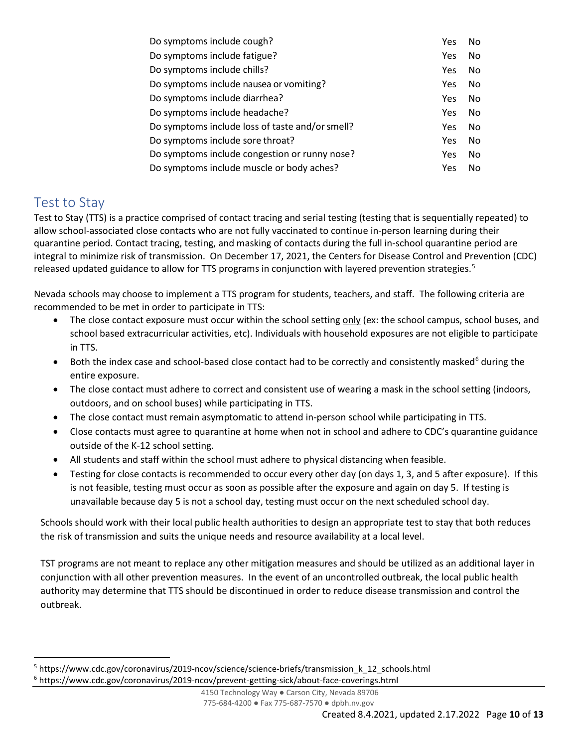| | | |
|---|---|---|
| Do symptoms include cough? | Yes | No |
| Do symptoms include fatigue? | Yes | No |
| Do symptoms include chills? | Yes | No |
| Do symptoms include nausea or vomiting? | Yes | No |
| Do symptoms include diarrhea? | Yes | No |
| Do symptoms include headache? | Yes | No |
| Do symptoms include loss of taste and/or smell? | Yes | No |
| Do symptoms include sore throat? | Yes | No |
| Do symptoms include congestion or runny nose? | Yes | No |
| Do symptoms include muscle or body aches? | Yes | No |

## Test to Stay

Test to Stay (TTS) is a practice comprised of contact tracing and serial testing (testing that is sequentially repeated) to allow school-associated close contacts who are not fully vaccinated to continue in-person learning during their quarantine period. Contact tracing, testing, and masking of contacts during the full in-school quarantine period are integral to minimize risk of transmission. On December 17, 2021, the Centers for Disease Control and Prevention (CDC) released updated guidance to allow for TTS programs in conjunction with layered prevention strategies.[5]

Nevada schools may choose to implement a TTS program for students, teachers, and staff. The following criteria are recommended to be met in order to participate in TTS:

- The close contact exposure must occur within the school setting <u>only</u> (ex: the school campus, school buses, and school based extracurricular activities, etc). Individuals with household exposures are not eligible to participate in TTS.
- Both the index case and school-based close contact had to be correctly and consistently masked[6] during the entire exposure.
- The close contact must adhere to correct and consistent use of wearing a mask in the school setting (indoors, outdoors, and on school buses) while participating in TTS.
- The close contact must remain asymptomatic to attend in-person school while participating in TTS.
- Close contacts must agree to quarantine at home when not in school and adhere to CDC's quarantine guidance outside of the K-12 school setting.
- All students and staff within the school must adhere to physical distancing when feasible.
- Testing for close contacts is recommended to occur every other day (on days 1, 3, and 5 after exposure). If this is not feasible, testing must occur as soon as possible after the exposure and again on day 5. If testing is unavailable because day 5 is not a school day, testing must occur on the next scheduled school day.

Schools should work with their local public health authorities to design an appropriate test to stay that both reduces the risk of transmission and suits the unique needs and resource availability at a local level.

TST programs are not meant to replace any other mitigation measures and should be utilized as an additional layer in conjunction with all other prevention measures. In the event of an uncontrolled outbreak, the local public health authority may determine that TTS should be discontinued in order to reduce disease transmission and control the outbreak.

[5] https://www.cdc.gov/coronavirus/2019-ncov/science/science-briefs/transmission_k_12_schools.html
[6] https://www.cdc.gov/coronavirus/2019-ncov/prevent-getting-sick/about-face-coverings.html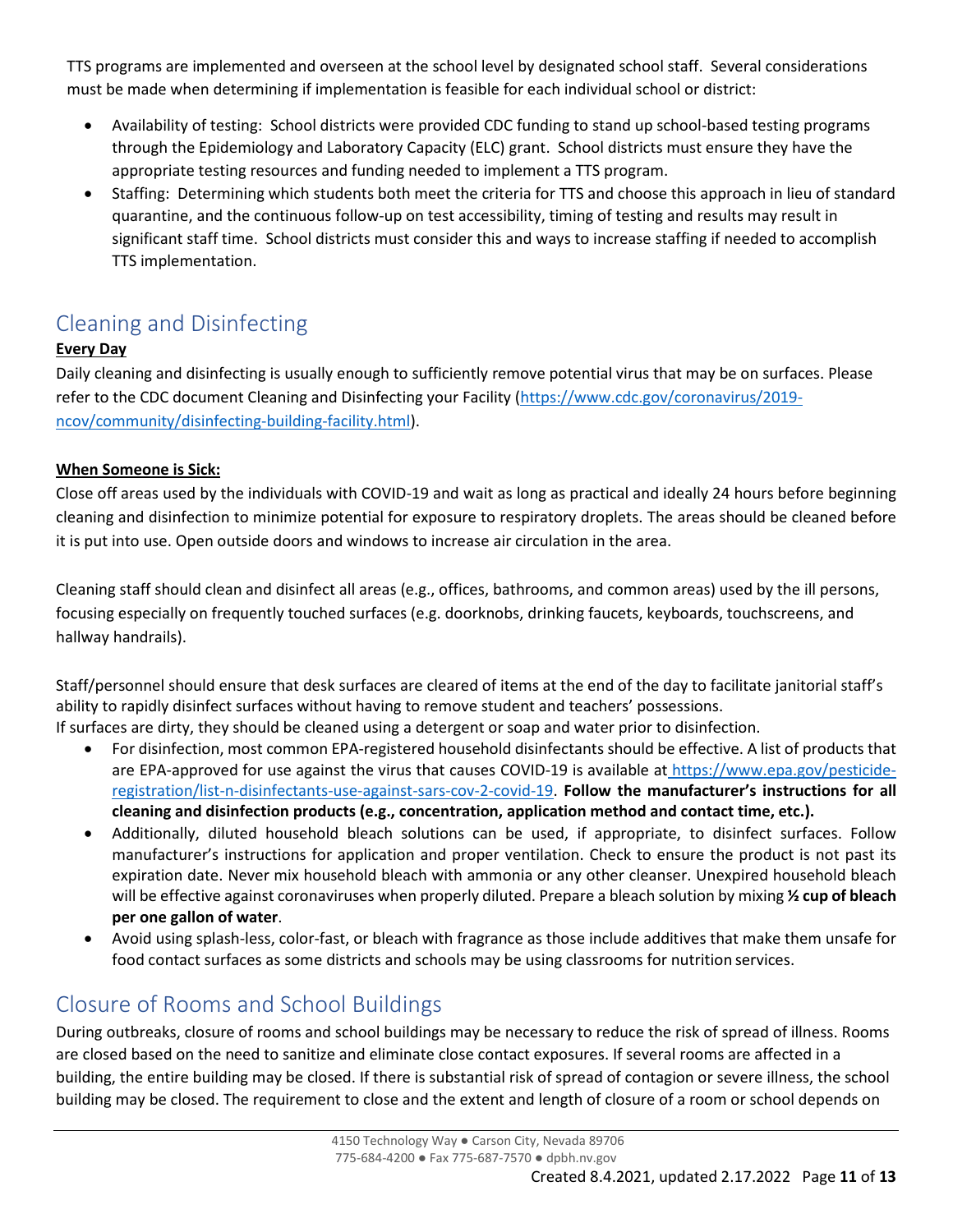TTS programs are implemented and overseen at the school level by designated school staff. Several considerations must be made when determining if implementation is feasible for each individual school or district:

- Availability of testing: School districts were provided CDC funding to stand up school-based testing programs through the Epidemiology and Laboratory Capacity (ELC) grant. School districts must ensure they have the appropriate testing resources and funding needed to implement a TTS program.
- Staffing: Determining which students both meet the criteria for TTS and choose this approach in lieu of standard quarantine, and the continuous follow-up on test accessibility, timing of testing and results may result in significant staff time. School districts must consider this and ways to increase staffing if needed to accomplish TTS implementation.

## Cleaning and Disinfecting

**Every Day**

Daily cleaning and disinfecting is usually enough to sufficiently remove potential virus that may be on surfaces. Please refer to the CDC document Cleaning and Disinfecting your Facility (https://www.cdc.gov/coronavirus/2019-ncov/community/disinfecting-building-facility.html).

**When Someone is Sick:**

Close off areas used by the individuals with COVID-19 and wait as long as practical and ideally 24 hours before beginning cleaning and disinfection to minimize potential for exposure to respiratory droplets. The areas should be cleaned before it is put into use. Open outside doors and windows to increase air circulation in the area.

Cleaning staff should clean and disinfect all areas (e.g., offices, bathrooms, and common areas) used by the ill persons, focusing especially on frequently touched surfaces (e.g. doorknobs, drinking faucets, keyboards, touchscreens, and hallway handrails).

Staff/personnel should ensure that desk surfaces are cleared of items at the end of the day to facilitate janitorial staff's ability to rapidly disinfect surfaces without having to remove student and teachers' possessions.
If surfaces are dirty, they should be cleaned using a detergent or soap and water prior to disinfection.

- For disinfection, most common EPA-registered household disinfectants should be effective. A list of products that are EPA-approved for use against the virus that causes COVID-19 is available at https://www.epa.gov/pesticide-registration/list-n-disinfectants-use-against-sars-cov-2-covid-19. **Follow the manufacturer's instructions for all cleaning and disinfection products (e.g., concentration, application method and contact time, etc.).**
- Additionally, diluted household bleach solutions can be used, if appropriate, to disinfect surfaces. Follow manufacturer's instructions for application and proper ventilation. Check to ensure the product is not past its expiration date. Never mix household bleach with ammonia or any other cleanser. Unexpired household bleach will be effective against coronaviruses when properly diluted. Prepare a bleach solution by mixing **½ cup of bleach per one gallon of water**.
- Avoid using splash-less, color-fast, or bleach with fragrance as those include additives that make them unsafe for food contact surfaces as some districts and schools may be using classrooms for nutrition services.

## Closure of Rooms and School Buildings

During outbreaks, closure of rooms and school buildings may be necessary to reduce the risk of spread of illness. Rooms are closed based on the need to sanitize and eliminate close contact exposures. If several rooms are affected in a building, the entire building may be closed. If there is substantial risk of spread of contagion or severe illness, the school building may be closed. The requirement to close and the extent and length of closure of a room or school depends on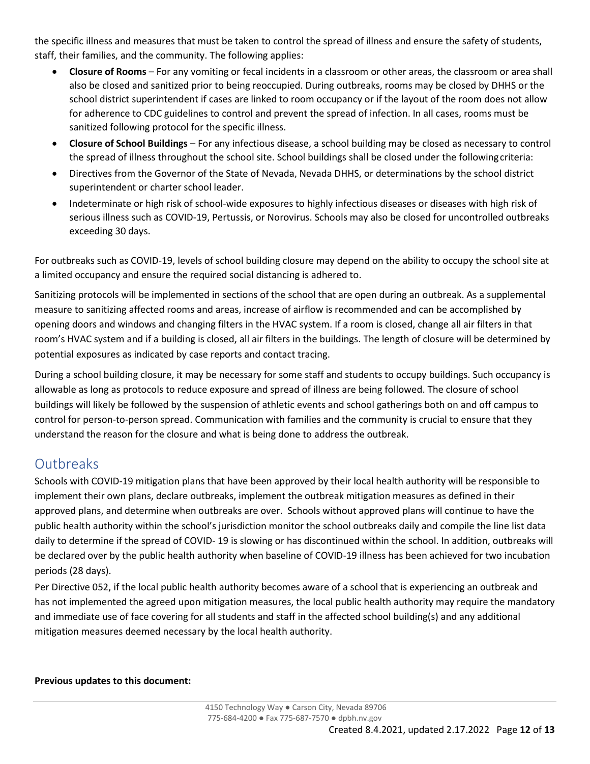the specific illness and measures that must be taken to control the spread of illness and ensure the safety of students, staff, their families, and the community. The following applies:

- **Closure of Rooms** – For any vomiting or fecal incidents in a classroom or other areas, the classroom or area shall also be closed and sanitized prior to being reoccupied. During outbreaks, rooms may be closed by DHHS or the school district superintendent if cases are linked to room occupancy or if the layout of the room does not allow for adherence to CDC guidelines to control and prevent the spread of infection. In all cases, rooms must be sanitized following protocol for the specific illness.
- **Closure of School Buildings** – For any infectious disease, a school building may be closed as necessary to control the spread of illness throughout the school site. School buildings shall be closed under the following criteria:
- Directives from the Governor of the State of Nevada, Nevada DHHS, or determinations by the school district superintendent or charter school leader.
- Indeterminate or high risk of school-wide exposures to highly infectious diseases or diseases with high risk of serious illness such as COVID-19, Pertussis, or Norovirus. Schools may also be closed for uncontrolled outbreaks exceeding 30 days.

For outbreaks such as COVID-19, levels of school building closure may depend on the ability to occupy the school site at a limited occupancy and ensure the required social distancing is adhered to.

Sanitizing protocols will be implemented in sections of the school that are open during an outbreak. As a supplemental measure to sanitizing affected rooms and areas, increase of airflow is recommended and can be accomplished by opening doors and windows and changing filters in the HVAC system. If a room is closed, change all air filters in that room's HVAC system and if a building is closed, all air filters in the buildings. The length of closure will be determined by potential exposures as indicated by case reports and contact tracing.

During a school building closure, it may be necessary for some staff and students to occupy buildings. Such occupancy is allowable as long as protocols to reduce exposure and spread of illness are being followed. The closure of school buildings will likely be followed by the suspension of athletic events and school gatherings both on and off campus to control for person-to-person spread. Communication with families and the community is crucial to ensure that they understand the reason for the closure and what is being done to address the outbreak.

## Outbreaks

Schools with COVID-19 mitigation plans that have been approved by their local health authority will be responsible to implement their own plans, declare outbreaks, implement the outbreak mitigation measures as defined in their approved plans, and determine when outbreaks are over. Schools without approved plans will continue to have the public health authority within the school's jurisdiction monitor the school outbreaks daily and compile the line list data daily to determine if the spread of COVID- 19 is slowing or has discontinued within the school. In addition, outbreaks will be declared over by the public health authority when baseline of COVID-19 illness has been achieved for two incubation periods (28 days).

Per Directive 052, if the local public health authority becomes aware of a school that is experiencing an outbreak and has not implemented the agreed upon mitigation measures, the local public health authority may require the mandatory and immediate use of face covering for all students and staff in the affected school building(s) and any additional mitigation measures deemed necessary by the local health authority.

**Previous updates to this document:**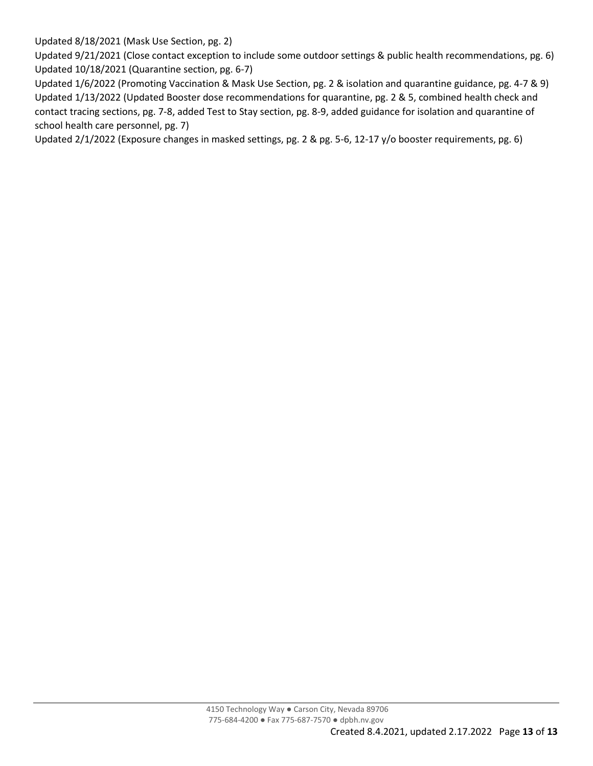Updated 8/18/2021 (Mask Use Section, pg. 2)

Updated 9/21/2021 (Close contact exception to include some outdoor settings & public health recommendations, pg. 6)

Updated 10/18/2021 (Quarantine section, pg. 6-7)

Updated 1/6/2022 (Promoting Vaccination & Mask Use Section, pg. 2 & isolation and quarantine guidance, pg. 4-7 & 9)

Updated 1/13/2022 (Updated Booster dose recommendations for quarantine, pg. 2 & 5, combined health check and contact tracing sections, pg. 7-8, added Test to Stay section, pg. 8-9, added guidance for isolation and quarantine of school health care personnel, pg. 7)

Updated 2/1/2022 (Exposure changes in masked settings, pg. 2 & pg. 5-6, 12-17 y/o booster requirements, pg. 6)